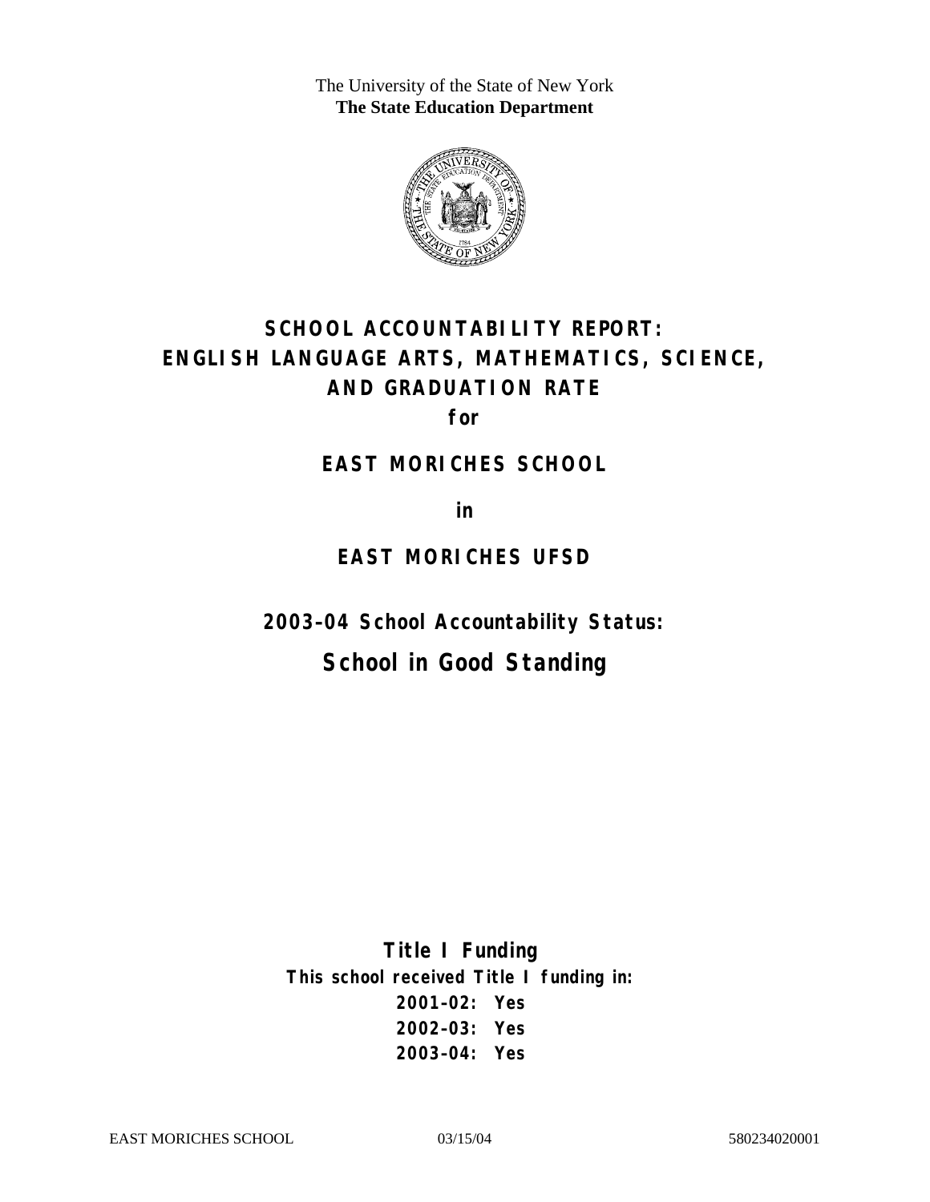The University of the State of New York
**The State Education Department**

# SCHOOL ACCOUNTABILITY REPORT: ENGLISH LANGUAGE ARTS, MATHEMATICS, SCIENCE, AND GRADUATION RATE

**for**

## EAST MORICHES SCHOOL

**in**

## EAST MORICHES UFSD

**2003–04 School Accountability Status:**

## School in Good Standing

**Title I Funding**

**This school received Title I funding in:**

**2001–02: Yes**
**2002–03: Yes**
**2003–04: Yes**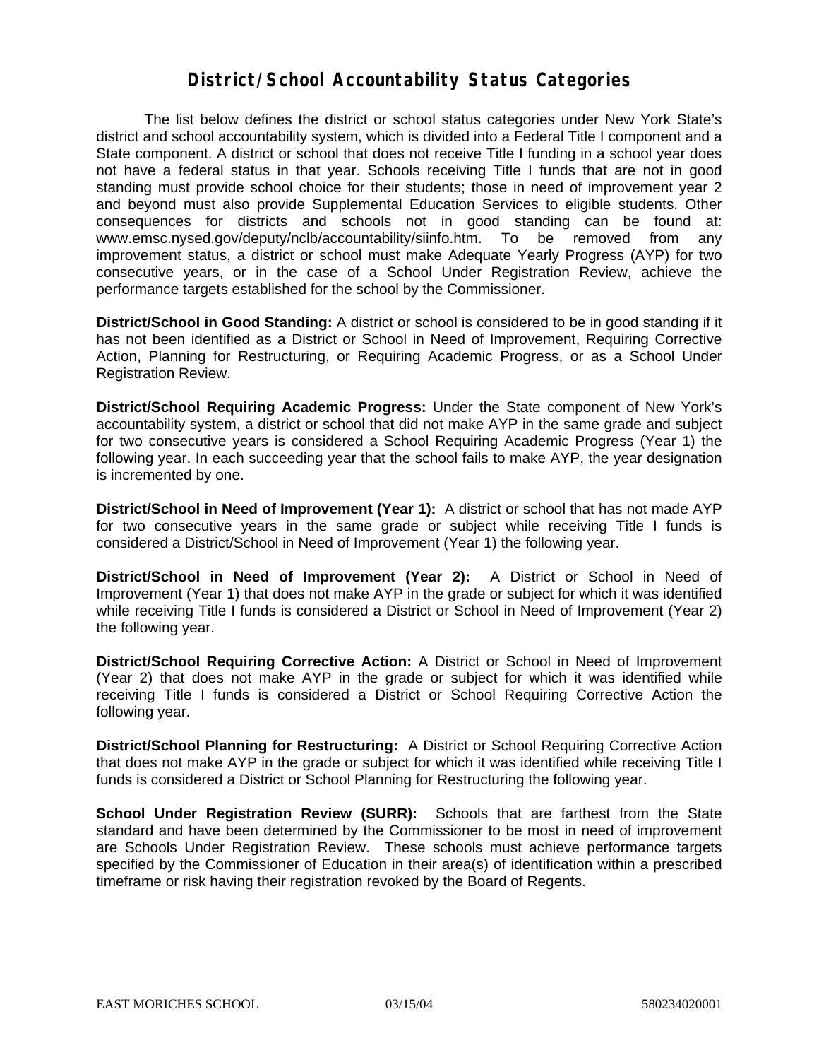# District/School Accountability Status Categories

The list below defines the district or school status categories under New York State's district and school accountability system, which is divided into a Federal Title I component and a State component. A district or school that does not receive Title I funding in a school year does not have a federal status in that year. Schools receiving Title I funds that are not in good standing must provide school choice for their students; those in need of improvement year 2 and beyond must also provide Supplemental Education Services to eligible students. Other consequences for districts and schools not in good standing can be found at: www.emsc.nysed.gov/deputy/nclb/accountability/siinfo.htm. To be removed from any improvement status, a district or school must make Adequate Yearly Progress (AYP) for two consecutive years, or in the case of a School Under Registration Review, achieve the performance targets established for the school by the Commissioner.

**District/School in Good Standing:** A district or school is considered to be in good standing if it has not been identified as a District or School in Need of Improvement, Requiring Corrective Action, Planning for Restructuring, or Requiring Academic Progress, or as a School Under Registration Review.

**District/School Requiring Academic Progress:** Under the State component of New York's accountability system, a district or school that did not make AYP in the same grade and subject for two consecutive years is considered a School Requiring Academic Progress (Year 1) the following year. In each succeeding year that the school fails to make AYP, the year designation is incremented by one.

**District/School in Need of Improvement (Year 1):** A district or school that has not made AYP for two consecutive years in the same grade or subject while receiving Title I funds is considered a District/School in Need of Improvement (Year 1) the following year.

**District/School in Need of Improvement (Year 2):** A District or School in Need of Improvement (Year 1) that does not make AYP in the grade or subject for which it was identified while receiving Title I funds is considered a District or School in Need of Improvement (Year 2) the following year.

**District/School Requiring Corrective Action:** A District or School in Need of Improvement (Year 2) that does not make AYP in the grade or subject for which it was identified while receiving Title I funds is considered a District or School Requiring Corrective Action the following year.

**District/School Planning for Restructuring:** A District or School Requiring Corrective Action that does not make AYP in the grade or subject for which it was identified while receiving Title I funds is considered a District or School Planning for Restructuring the following year.

**School Under Registration Review (SURR):** Schools that are farthest from the State standard and have been determined by the Commissioner to be most in need of improvement are Schools Under Registration Review. These schools must achieve performance targets specified by the Commissioner of Education in their area(s) of identification within a prescribed timeframe or risk having their registration revoked by the Board of Regents.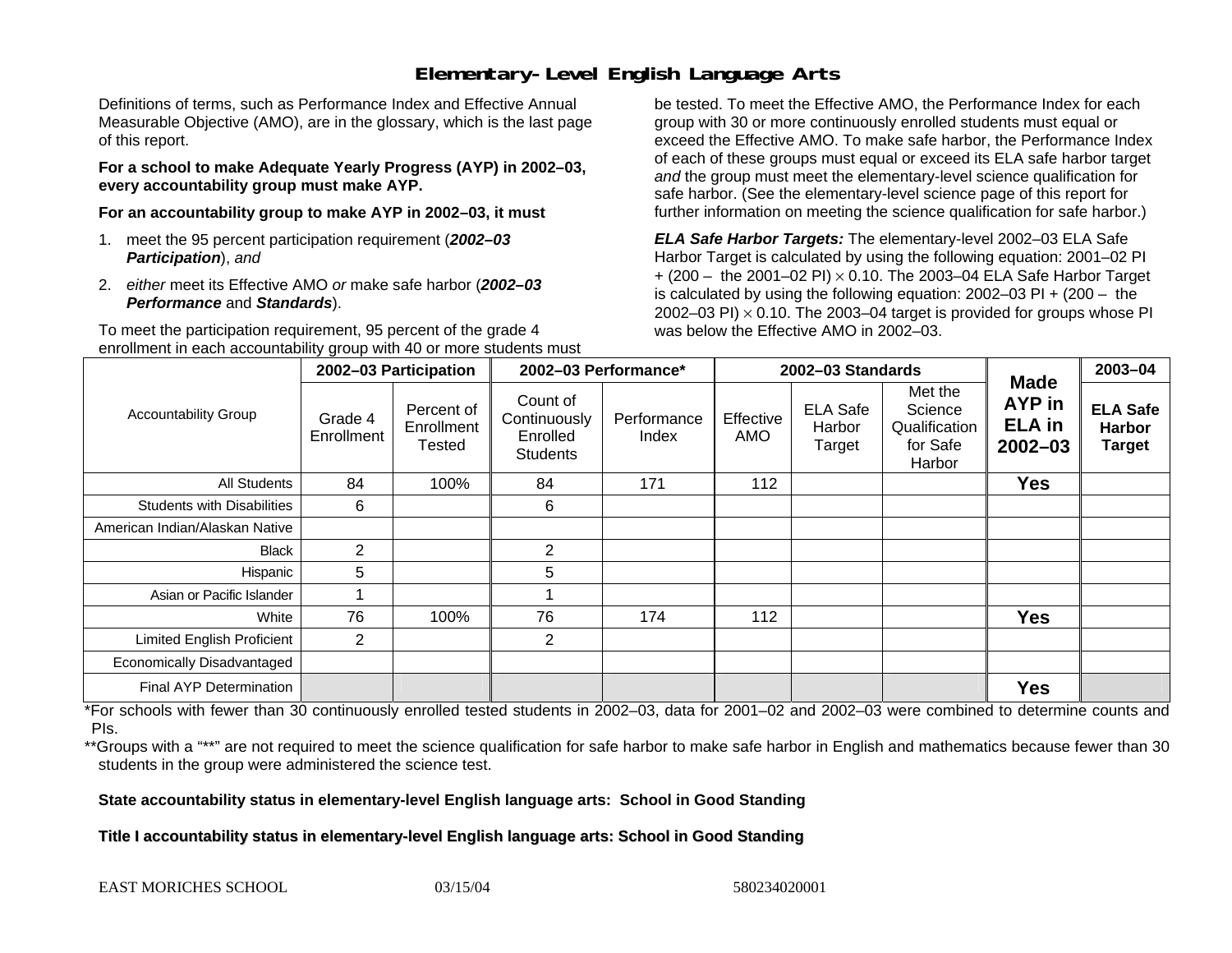# Elementary-Level English Language Arts

Definitions of terms, such as Performance Index and Effective Annual Measurable Objective (AMO), are in the glossary, which is the last page of this report.

**For a school to make Adequate Yearly Progress (AYP) in 2002–03, every accountability group must make AYP.**

**For an accountability group to make AYP in 2002–03, it must**

1. meet the 95 percent participation requirement (***2002–03 Participation***), *and*
2. *either* meet its Effective AMO *or* make safe harbor (***2002–03 Performance*** and ***Standards***).

To meet the participation requirement, 95 percent of the grade 4 enrollment in each accountability group with 40 or more students must be tested. To meet the Effective AMO, the Performance Index for each group with 30 or more continuously enrolled students must equal or exceed the Effective AMO. To make safe harbor, the Performance Index of each of these groups must equal or exceed its ELA safe harbor target *and* the group must meet the elementary-level science qualification for safe harbor. (See the elementary-level science page of this report for further information on meeting the science qualification for safe harbor.)

***ELA Safe Harbor Targets:*** The elementary-level 2002–03 ELA Safe Harbor Target is calculated by using the following equation: 2001–02 PI + (200 – the 2001–02 PI) $\times$ 0.10. The 2003–04 ELA Safe Harbor Target is calculated by using the following equation: 2002–03 PI + (200 – the 2002–03 PI) $\times$ 0.10. The 2003–04 target is provided for groups whose PI was below the Effective AMO in 2002–03.

| Accountability Group | 2002–03 Participation | | 2002–03 Performance* | | 2002–03 Standards | | | Made AYP in ELA in 2002–03 | 2003–04 |
|---|---|---|---|---|---|---|---|---|---|
| | Grade 4 Enrollment | Percent of Enrollment Tested | Count of Continuously Enrolled Students | Performance Index | Effective AMO | ELA Safe Harbor Target | Met the Science Qualification for Safe Harbor | | ELA Safe Harbor Target |
| All Students | 84 | 100% | 84 | 171 | 112 | | | **Yes** | |
| Students with Disabilities | 6 | | 6 | | | | | | |
| American Indian/Alaskan Native | | | | | | | | | |
| Black | 2 | | 2 | | | | | | |
| Hispanic | 5 | | 5 | | | | | | |
| Asian or Pacific Islander | 1 | | 1 | | | | | | |
| White | 76 | 100% | 76 | 174 | 112 | | | **Yes** | |
| Limited English Proficient | 2 | | 2 | | | | | | |
| Economically Disadvantaged | | | | | | | | | |
| Final AYP Determination | | | | | | | | **Yes** | |

*For schools with fewer than 30 continuously enrolled tested students in 2002–03, data for 2001–02 and 2002–03 were combined to determine counts and PIs.

**Groups with a "**" are not required to meet the science qualification for safe harbor to make safe harbor in English and mathematics because fewer than 30 students in the group were administered the science test.

**State accountability status in elementary-level English language arts: School in Good Standing**

**Title I accountability status in elementary-level English language arts: School in Good Standing**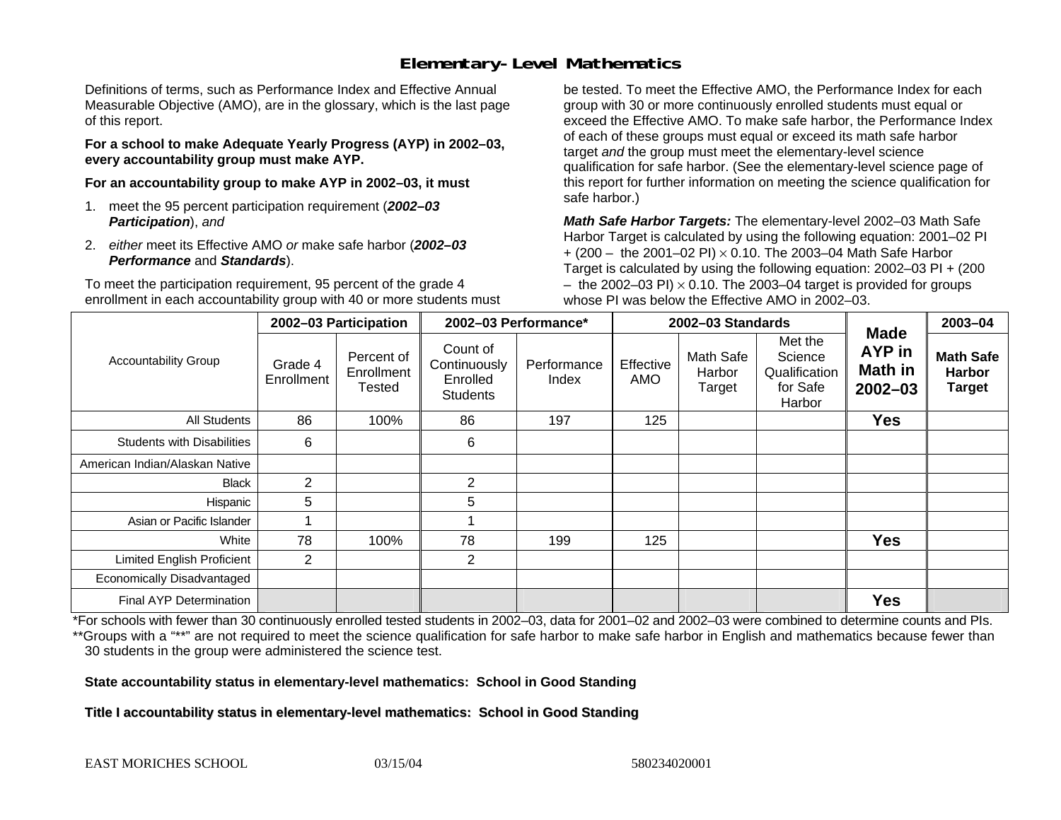# Elementary-Level Mathematics

Definitions of terms, such as Performance Index and Effective Annual Measurable Objective (AMO), are in the glossary, which is the last page of this report.

**For a school to make Adequate Yearly Progress (AYP) in 2002–03, every accountability group must make AYP.**

**For an accountability group to make AYP in 2002–03, it must**

1. meet the 95 percent participation requirement (***2002–03 Participation***), *and*
2. *either* meet its Effective AMO *or* make safe harbor (***2002–03 Performance*** and ***Standards***).

To meet the participation requirement, 95 percent of the grade 4 enrollment in each accountability group with 40 or more students must be tested. To meet the Effective AMO, the Performance Index for each group with 30 or more continuously enrolled students must equal or exceed the Effective AMO. To make safe harbor, the Performance Index of each of these groups must equal or exceed its math safe harbor target *and* the group must meet the elementary-level science qualification for safe harbor. (See the elementary-level science page of this report for further information on meeting the science qualification for safe harbor.)

***Math Safe Harbor Targets:*** The elementary-level 2002–03 Math Safe Harbor Target is calculated by using the following equation: 2001–02 PI + (200 – the 2001–02 PI) × 0.10. The 2003–04 Math Safe Harbor Target is calculated by using the following equation: 2002–03 PI + (200 – the 2002–03 PI) × 0.10. The 2003–04 target is provided for groups whose PI was below the Effective AMO in 2002–03.

| Accountability Group | 2002–03 Participation | | 2002–03 Performance* | | 2002–03 Standards | | | Made AYP in Math in 2002–03 | 2003–04 |
|---|---|---|---|---|---|---|---|---|---|
| | Grade 4 Enrollment | Percent of Enrollment Tested | Count of Continuously Enrolled Students | Performance Index | Effective AMO | Math Safe Harbor Target | Met the Science Qualification for Safe Harbor | | Math Safe Harbor Target |
| All Students | 86 | 100% | 86 | 197 | 125 | | | **Yes** | |
| Students with Disabilities | 6 | | 6 | | | | | | |
| American Indian/Alaskan Native | | | | | | | | | |
| Black | 2 | | 2 | | | | | | |
| Hispanic | 5 | | 5 | | | | | | |
| Asian or Pacific Islander | 1 | | 1 | | | | | | |
| White | 78 | 100% | 78 | 199 | 125 | | | **Yes** | |
| Limited English Proficient | 2 | | 2 | | | | | | |
| Economically Disadvantaged | | | | | | | | | |
| Final AYP Determination | | | | | | | | **Yes** | |

*For schools with fewer than 30 continuously enrolled tested students in 2002–03, data for 2001–02 and 2002–03 were combined to determine counts and PIs.

**Groups with a "**" are not required to meet the science qualification for safe harbor to make safe harbor in English and mathematics because fewer than 30 students in the group were administered the science test.

**State accountability status in elementary-level mathematics: School in Good Standing**

**Title I accountability status in elementary-level mathematics: School in Good Standing**

EAST MORICHES SCHOOL 03/15/04 580234020001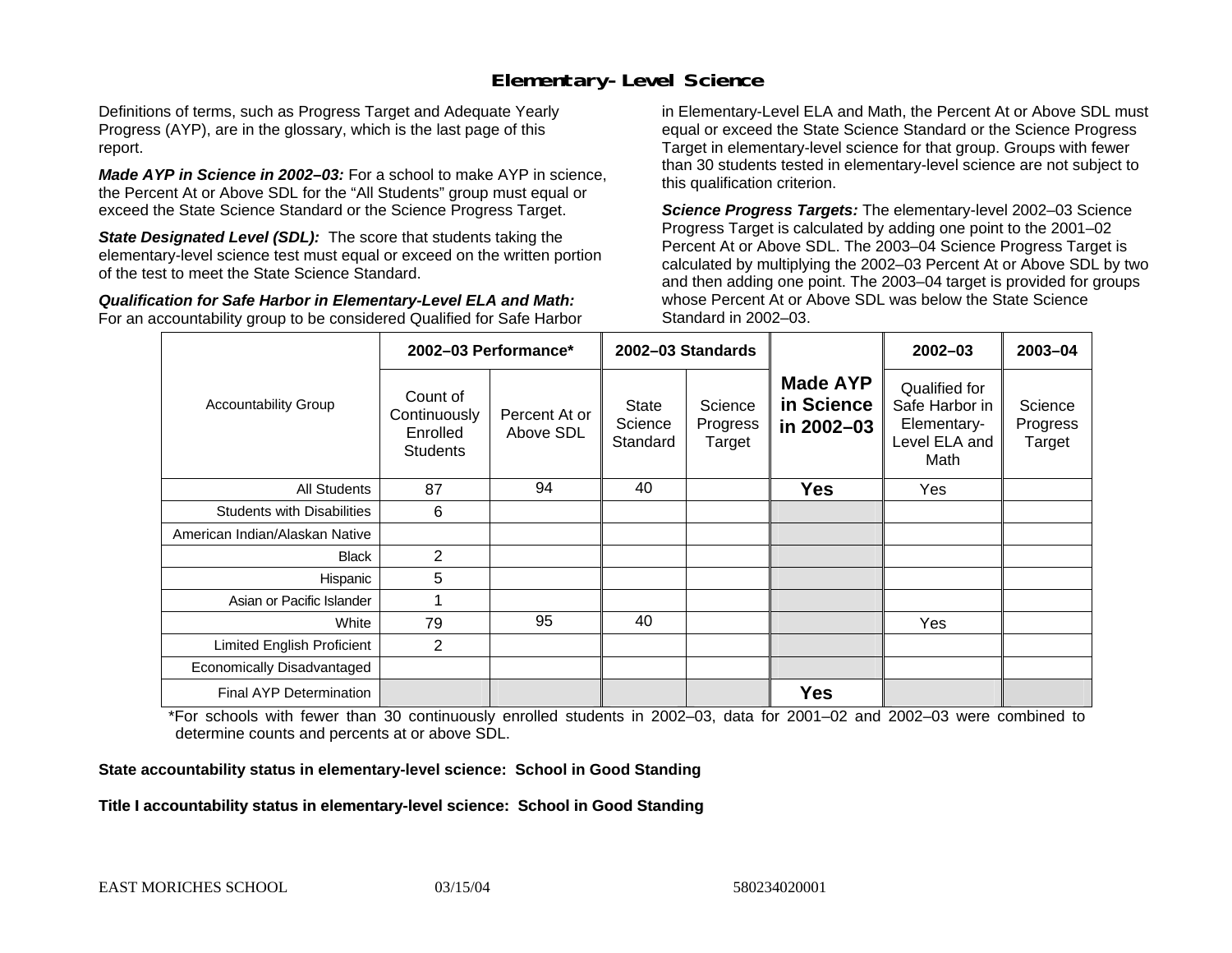# Elementary-Level Science

Definitions of terms, such as Progress Target and Adequate Yearly Progress (AYP), are in the glossary, which is the last page of this report.

***Made AYP in Science in 2002–03:*** For a school to make AYP in science, the Percent At or Above SDL for the "All Students" group must equal or exceed the State Science Standard or the Science Progress Target.

***State Designated Level (SDL):*** The score that students taking the elementary-level science test must equal or exceed on the written portion of the test to meet the State Science Standard.

***Qualification for Safe Harbor in Elementary-Level ELA and Math:*** For an accountability group to be considered Qualified for Safe Harbor in Elementary-Level ELA and Math, the Percent At or Above SDL must equal or exceed the State Science Standard or the Science Progress Target in elementary-level science for that group. Groups with fewer than 30 students tested in elementary-level science are not subject to this qualification criterion.

***Science Progress Targets:*** The elementary-level 2002–03 Science Progress Target is calculated by adding one point to the 2001–02 Percent At or Above SDL. The 2003–04 Science Progress Target is calculated by multiplying the 2002–03 Percent At or Above SDL by two and then adding one point. The 2003–04 target is provided for groups whose Percent At or Above SDL was below the State Science Standard in 2002–03.

| Accountability Group | 2002–03 Performance* | | 2002–03 Standards | | Made AYP in Science in 2002–03 | 2002–03 | 2003–04 |
|---|---|---|---|---|---|---|---|
| | Count of Continuously Enrolled Students | Percent At or Above SDL | State Science Standard | Science Progress Target | | Qualified for Safe Harbor in Elementary-Level ELA and Math | Science Progress Target |
| All Students | 87 | 94 | 40 | | **Yes** | Yes | |
| Students with Disabilities | 6 | | | | | | |
| American Indian/Alaskan Native | | | | | | | |
| Black | 2 | | | | | | |
| Hispanic | 5 | | | | | | |
| Asian or Pacific Islander | 1 | | | | | | |
| White | 79 | 95 | 40 | | | Yes | |
| Limited English Proficient | 2 | | | | | | |
| Economically Disadvantaged | | | | | | | |
| Final AYP Determination | | | | | **Yes** | | |

*For schools with fewer than 30 continuously enrolled students in 2002–03, data for 2001–02 and 2002–03 were combined to determine counts and percents at or above SDL.

**State accountability status in elementary-level science: School in Good Standing**

**Title I accountability status in elementary-level science: School in Good Standing**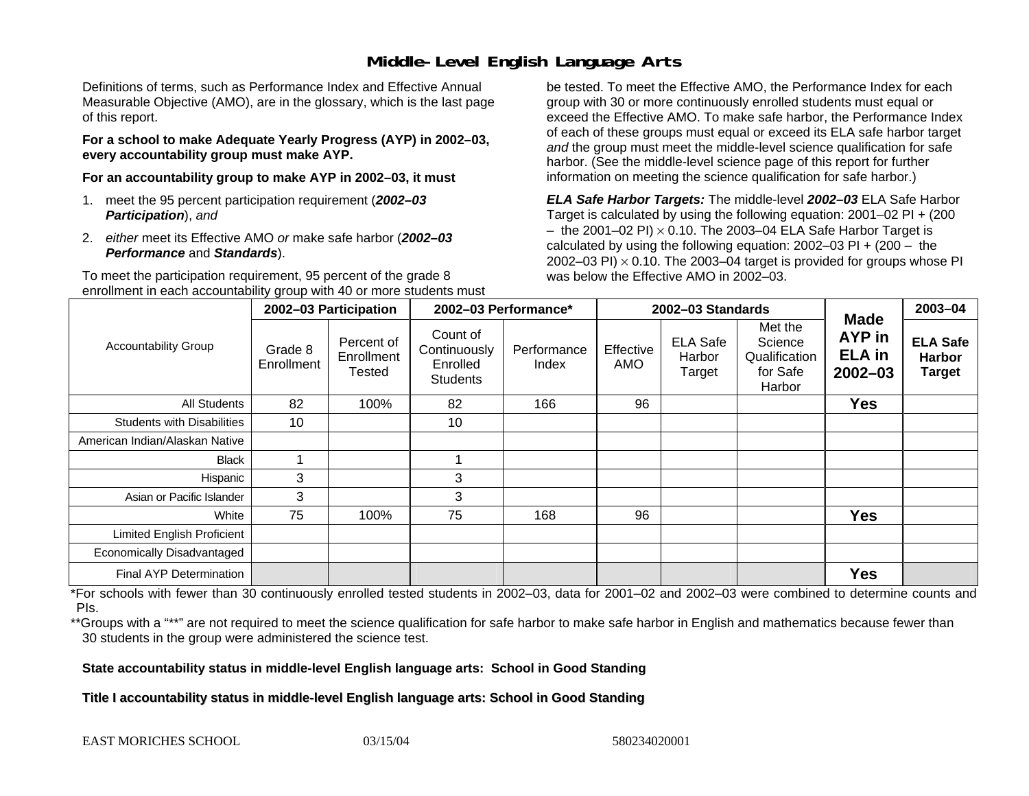# Middle-Level English Language Arts

Definitions of terms, such as Performance Index and Effective Annual Measurable Objective (AMO), are in the glossary, which is the last page of this report.

**For a school to make Adequate Yearly Progress (AYP) in 2002–03, every accountability group must make AYP.**

**For an accountability group to make AYP in 2002–03, it must**

1. meet the 95 percent participation requirement (***2002–03 Participation***), *and*
2. *either* meet its Effective AMO *or* make safe harbor (***2002–03 Performance*** and ***Standards***).

To meet the participation requirement, 95 percent of the grade 8 enrollment in each accountability group with 40 or more students must be tested. To meet the Effective AMO, the Performance Index for each group with 30 or more continuously enrolled students must equal or exceed the Effective AMO. To make safe harbor, the Performance Index of each of these groups must equal or exceed its ELA safe harbor target *and* the group must meet the middle-level science qualification for safe harbor. (See the middle-level science page of this report for further information on meeting the science qualification for safe harbor.)

***ELA Safe Harbor Targets:*** The middle-level ***2002–03*** ELA Safe Harbor Target is calculated by using the following equation: 2001–02 PI + (200 – the 2001–02 PI) $\times$ 0.10. The 2003–04 ELA Safe Harbor Target is calculated by using the following equation: 2002–03 PI + (200 – the 2002–03 PI) $\times$ 0.10. The 2003–04 target is provided for groups whose PI was below the Effective AMO in 2002–03.

| Accountability Group | 2002–03 Participation | | 2002–03 Performance* | | 2002–03 Standards | | | Made AYP in ELA in 2002–03 | 2003–04 |
|---|---|---|---|---|---|---|---|---|---|
| | Grade 8 Enrollment | Percent of Enrollment Tested | Count of Continuously Enrolled Students | Performance Index | Effective AMO | ELA Safe Harbor Target | Met the Science Qualification for Safe Harbor | | ELA Safe Harbor Target |
| All Students | 82 | 100% | 82 | 166 | 96 | | | **Yes** | |
| Students with Disabilities | 10 | | 10 | | | | | | |
| American Indian/Alaskan Native | | | | | | | | | |
| Black | 1 | | 1 | | | | | | |
| Hispanic | 3 | | 3 | | | | | | |
| Asian or Pacific Islander | 3 | | 3 | | | | | | |
| White | 75 | 100% | 75 | 168 | 96 | | | **Yes** | |
| Limited English Proficient | | | | | | | | | |
| Economically Disadvantaged | | | | | | | | | |
| Final AYP Determination | | | | | | | | **Yes** | |

*For schools with fewer than 30 continuously enrolled tested students in 2002–03, data for 2001–02 and 2002–03 were combined to determine counts and PIs.

**Groups with a "**" are not required to meet the science qualification for safe harbor to make safe harbor in English and mathematics because fewer than 30 students in the group were administered the science test.

**State accountability status in middle-level English language arts: School in Good Standing**

**Title I accountability status in middle-level English language arts: School in Good Standing**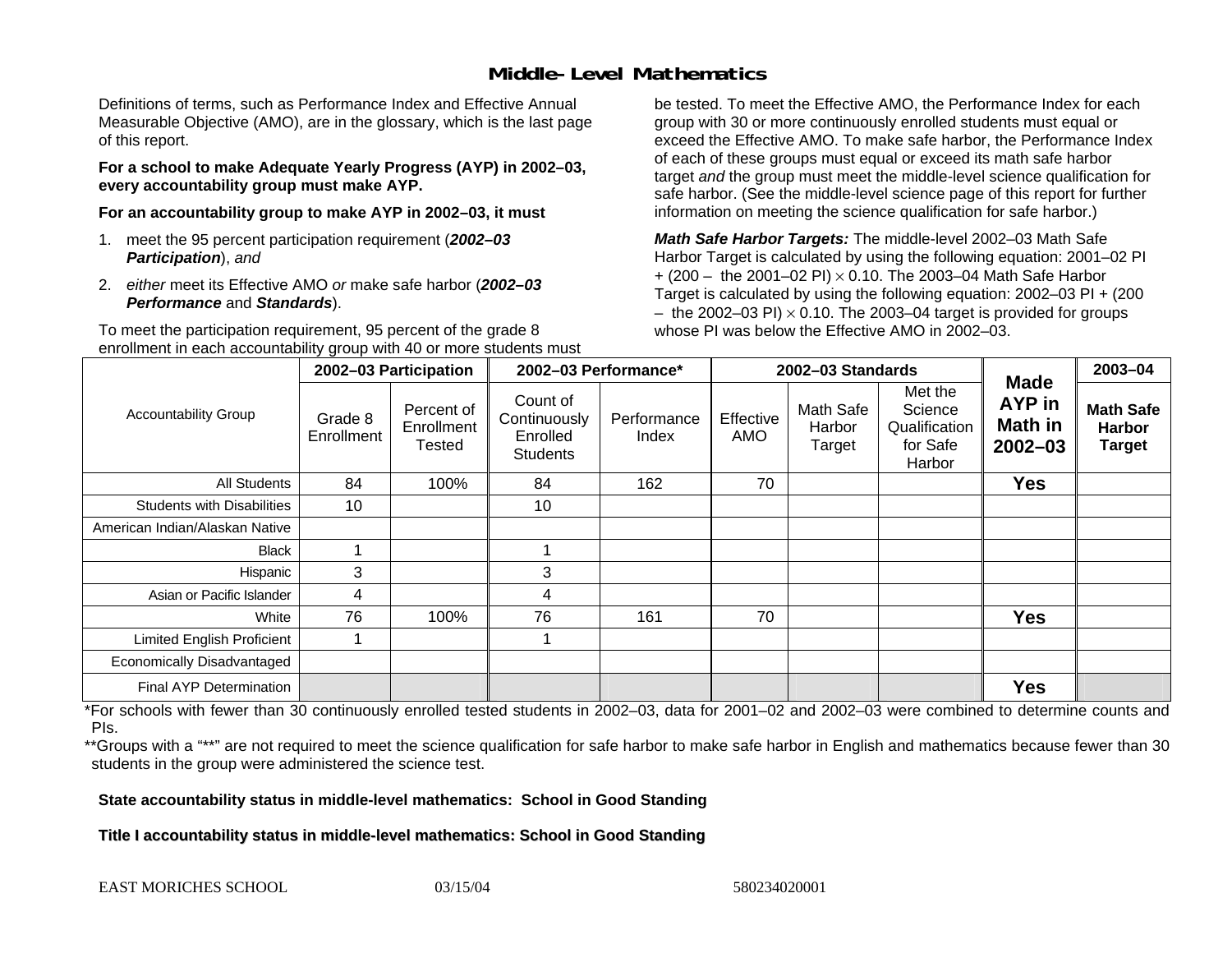# Middle-Level Mathematics

Definitions of terms, such as Performance Index and Effective Annual Measurable Objective (AMO), are in the glossary, which is the last page of this report.

**For a school to make Adequate Yearly Progress (AYP) in 2002–03, every accountability group must make AYP.**

**For an accountability group to make AYP in 2002–03, it must**

1. meet the 95 percent participation requirement (***2002–03 Participation***), *and*
2. *either* meet its Effective AMO *or* make safe harbor (***2002–03 Performance*** and ***Standards***).

To meet the participation requirement, 95 percent of the grade 8 enrollment in each accountability group with 40 or more students must be tested. To meet the Effective AMO, the Performance Index for each group with 30 or more continuously enrolled students must equal or exceed the Effective AMO. To make safe harbor, the Performance Index of each of these groups must equal or exceed its math safe harbor target *and* the group must meet the middle-level science qualification for safe harbor. (See the middle-level science page of this report for further information on meeting the science qualification for safe harbor.)

***Math Safe Harbor Targets:*** The middle-level 2002–03 Math Safe Harbor Target is calculated by using the following equation: 2001–02 PI + (200 – the 2001–02 PI) $\times$ 0.10. The 2003–04 Math Safe Harbor Target is calculated by using the following equation: 2002–03 PI + (200 – the 2002–03 PI) $\times$ 0.10. The 2003–04 target is provided for groups whose PI was below the Effective AMO in 2002–03.

| Accountability Group | 2002–03 Participation | | 2002–03 Performance* | | 2002–03 Standards | | | Made AYP in Math in 2002–03 | 2003–04 |
|---|---|---|---|---|---|---|---|---|---|
| | Grade 8 Enrollment | Percent of Enrollment Tested | Count of Continuously Enrolled Students | Performance Index | Effective AMO | Math Safe Harbor Target | Met the Science Qualification for Safe Harbor | | Math Safe Harbor Target |
| All Students | 84 | 100% | 84 | 162 | 70 | | | Yes | |
| Students with Disabilities | 10 | | 10 | | | | | | |
| American Indian/Alaskan Native | | | | | | | | | |
| Black | 1 | | 1 | | | | | | |
| Hispanic | 3 | | 3 | | | | | | |
| Asian or Pacific Islander | 4 | | 4 | | | | | | |
| White | 76 | 100% | 76 | 161 | 70 | | | Yes | |
| Limited English Proficient | 1 | | 1 | | | | | | |
| Economically Disadvantaged | | | | | | | | | |
| Final AYP Determination | | | | | | | | Yes | |

*For schools with fewer than 30 continuously enrolled tested students in 2002–03, data for 2001–02 and 2002–03 were combined to determine counts and PIs.

**Groups with a "**" are not required to meet the science qualification for safe harbor to make safe harbor in English and mathematics because fewer than 30 students in the group were administered the science test.

**State accountability status in middle-level mathematics: School in Good Standing**

**Title I accountability status in middle-level mathematics: School in Good Standing**

EAST MORICHES SCHOOL 03/15/04 580234020001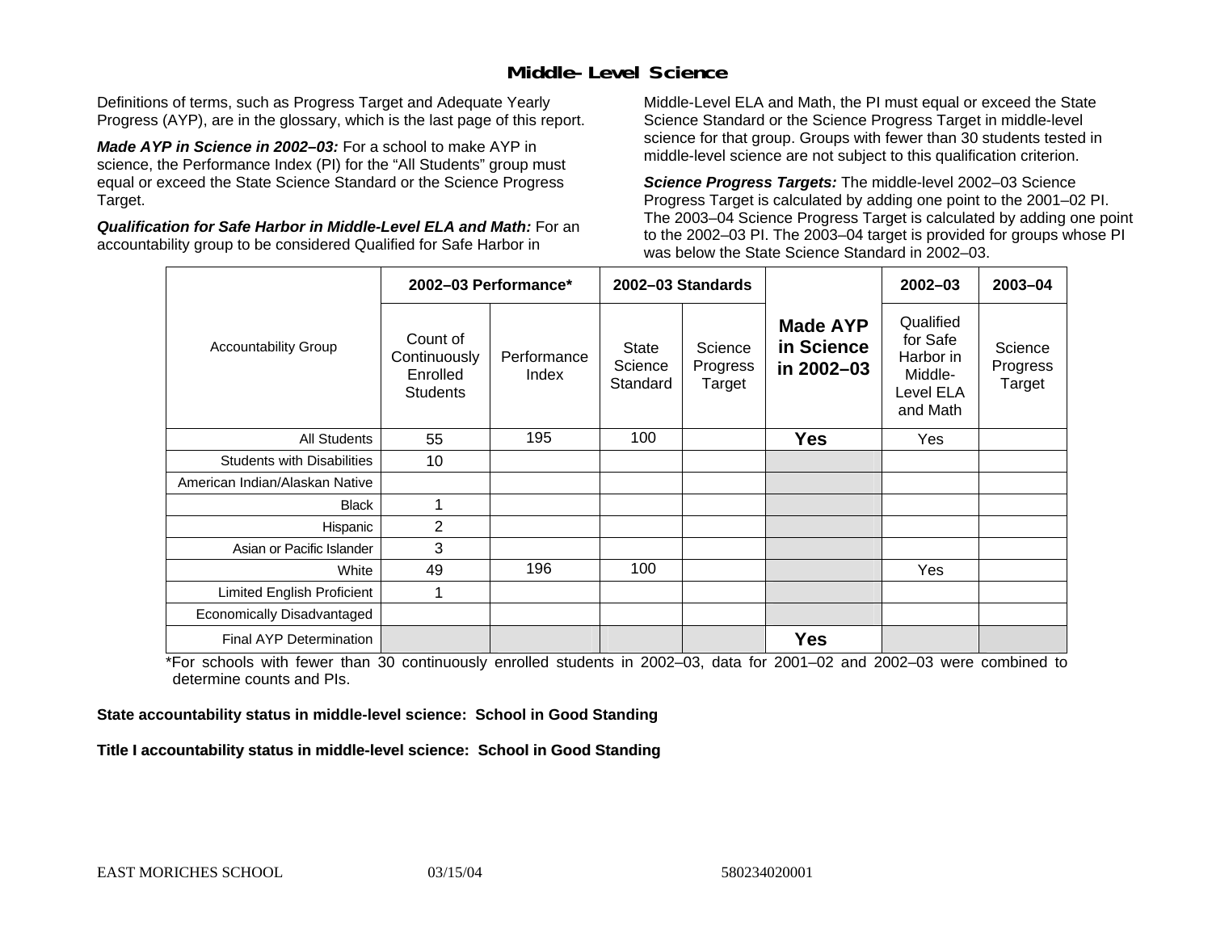# Middle-Level Science

Definitions of terms, such as Progress Target and Adequate Yearly Progress (AYP), are in the glossary, which is the last page of this report.

***Made AYP in Science in 2002–03:*** For a school to make AYP in science, the Performance Index (PI) for the "All Students" group must equal or exceed the State Science Standard or the Science Progress Target.

***Qualification for Safe Harbor in Middle-Level ELA and Math:*** For an accountability group to be considered Qualified for Safe Harbor in Middle-Level ELA and Math, the PI must equal or exceed the State Science Standard or the Science Progress Target in middle-level science for that group. Groups with fewer than 30 students tested in middle-level science are not subject to this qualification criterion.

***Science Progress Targets:*** The middle-level 2002–03 Science Progress Target is calculated by adding one point to the 2001–02 PI. The 2003–04 Science Progress Target is calculated by adding one point to the 2002–03 PI. The 2003–04 target is provided for groups whose PI was below the State Science Standard in 2002–03.

| Accountability Group | 2002–03 Performance* | | 2002–03 Standards | | Made AYP in Science in 2002–03 | 2002–03 | 2003–04 |
|---|---|---|---|---|---|---|---|
| | Count of Continuously Enrolled Students | Performance Index | State Science Standard | Science Progress Target | | Qualified for Safe Harbor in Middle-Level ELA and Math | Science Progress Target |
| All Students | 55 | 195 | 100 | | **Yes** | Yes | |
| Students with Disabilities | 10 | | | | | | |
| American Indian/Alaskan Native | | | | | | | |
| Black | 1 | | | | | | |
| Hispanic | 2 | | | | | | |
| Asian or Pacific Islander | 3 | | | | | | |
| White | 49 | 196 | 100 | | | Yes | |
| Limited English Proficient | 1 | | | | | | |
| Economically Disadvantaged | | | | | | | |
| Final AYP Determination | | | | | **Yes** | | |

*For schools with fewer than 30 continuously enrolled students in 2002–03, data for 2001–02 and 2002–03 were combined to determine counts and PIs.

**State accountability status in middle-level science: School in Good Standing**

**Title I accountability status in middle-level science: School in Good Standing**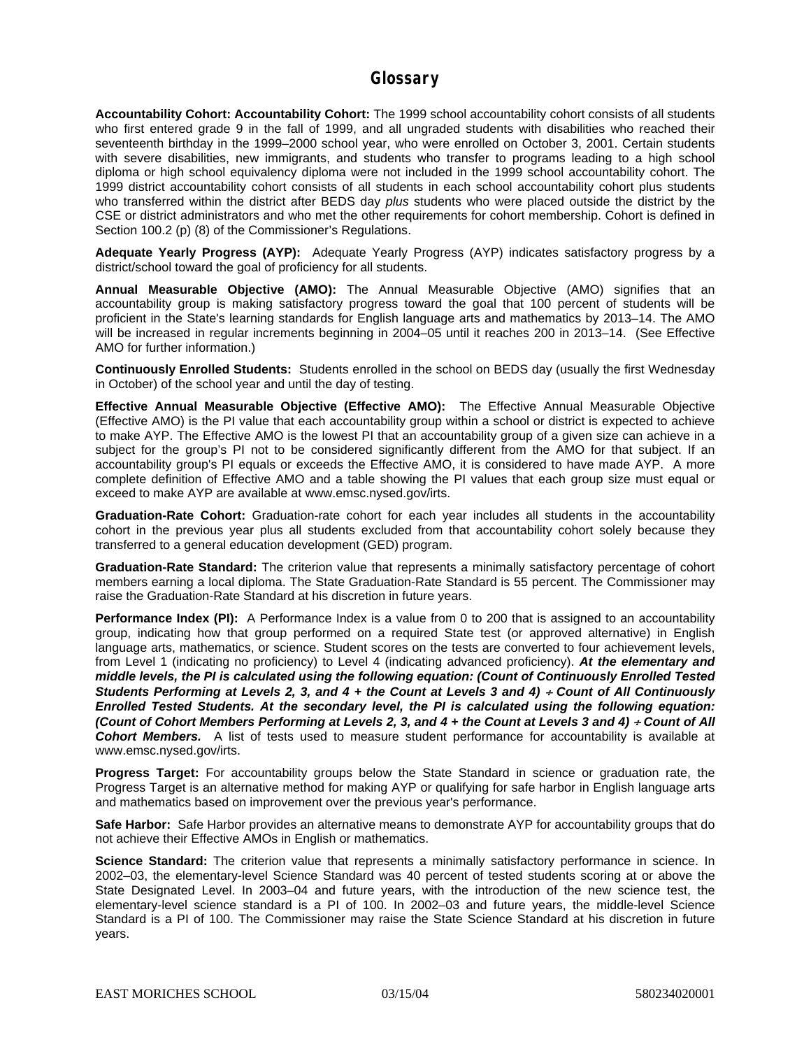# Glossary

**Accountability Cohort: Accountability Cohort:** The 1999 school accountability cohort consists of all students who first entered grade 9 in the fall of 1999, and all ungraded students with disabilities who reached their seventeenth birthday in the 1999–2000 school year, who were enrolled on October 3, 2001. Certain students with severe disabilities, new immigrants, and students who transfer to programs leading to a high school diploma or high school equivalency diploma were not included in the 1999 school accountability cohort. The 1999 district accountability cohort consists of all students in each school accountability cohort plus students who transferred within the district after BEDS day *plus* students who were placed outside the district by the CSE or district administrators and who met the other requirements for cohort membership. Cohort is defined in Section 100.2 (p) (8) of the Commissioner's Regulations.

**Adequate Yearly Progress (AYP):** Adequate Yearly Progress (AYP) indicates satisfactory progress by a district/school toward the goal of proficiency for all students.

**Annual Measurable Objective (AMO):** The Annual Measurable Objective (AMO) signifies that an accountability group is making satisfactory progress toward the goal that 100 percent of students will be proficient in the State's learning standards for English language arts and mathematics by 2013–14. The AMO will be increased in regular increments beginning in 2004–05 until it reaches 200 in 2013–14. (See Effective AMO for further information.)

**Continuously Enrolled Students:** Students enrolled in the school on BEDS day (usually the first Wednesday in October) of the school year and until the day of testing.

**Effective Annual Measurable Objective (Effective AMO):** The Effective Annual Measurable Objective (Effective AMO) is the PI value that each accountability group within a school or district is expected to achieve to make AYP. The Effective AMO is the lowest PI that an accountability group of a given size can achieve in a subject for the group's PI not to be considered significantly different from the AMO for that subject. If an accountability group's PI equals or exceeds the Effective AMO, it is considered to have made AYP. A more complete definition of Effective AMO and a table showing the PI values that each group size must equal or exceed to make AYP are available at www.emsc.nysed.gov/irts.

**Graduation-Rate Cohort:** Graduation-rate cohort for each year includes all students in the accountability cohort in the previous year plus all students excluded from that accountability cohort solely because they transferred to a general education development (GED) program.

**Graduation-Rate Standard:** The criterion value that represents a minimally satisfactory percentage of cohort members earning a local diploma. The State Graduation-Rate Standard is 55 percent. The Commissioner may raise the Graduation-Rate Standard at his discretion in future years.

**Performance Index (PI):** A Performance Index is a value from 0 to 200 that is assigned to an accountability group, indicating how that group performed on a required State test (or approved alternative) in English language arts, mathematics, or science. Student scores on the tests are converted to four achievement levels, from Level 1 (indicating no proficiency) to Level 4 (indicating advanced proficiency). ***At the elementary and middle levels, the PI is calculated using the following equation: (Count of Continuously Enrolled Tested Students Performing at Levels 2, 3, and 4 + the Count at Levels 3 and 4) ÷ Count of All Continuously Enrolled Tested Students. At the secondary level, the PI is calculated using the following equation: (Count of Cohort Members Performing at Levels 2, 3, and 4 + the Count at Levels 3 and 4) ÷ Count of All Cohort Members.*** A list of tests used to measure student performance for accountability is available at www.emsc.nysed.gov/irts.

**Progress Target:** For accountability groups below the State Standard in science or graduation rate, the Progress Target is an alternative method for making AYP or qualifying for safe harbor in English language arts and mathematics based on improvement over the previous year's performance.

**Safe Harbor:** Safe Harbor provides an alternative means to demonstrate AYP for accountability groups that do not achieve their Effective AMOs in English or mathematics.

**Science Standard:** The criterion value that represents a minimally satisfactory performance in science. In 2002–03, the elementary-level Science Standard was 40 percent of tested students scoring at or above the State Designated Level. In 2003–04 and future years, with the introduction of the new science test, the elementary-level science standard is a PI of 100. In 2002–03 and future years, the middle-level Science Standard is a PI of 100. The Commissioner may raise the State Science Standard at his discretion in future years.